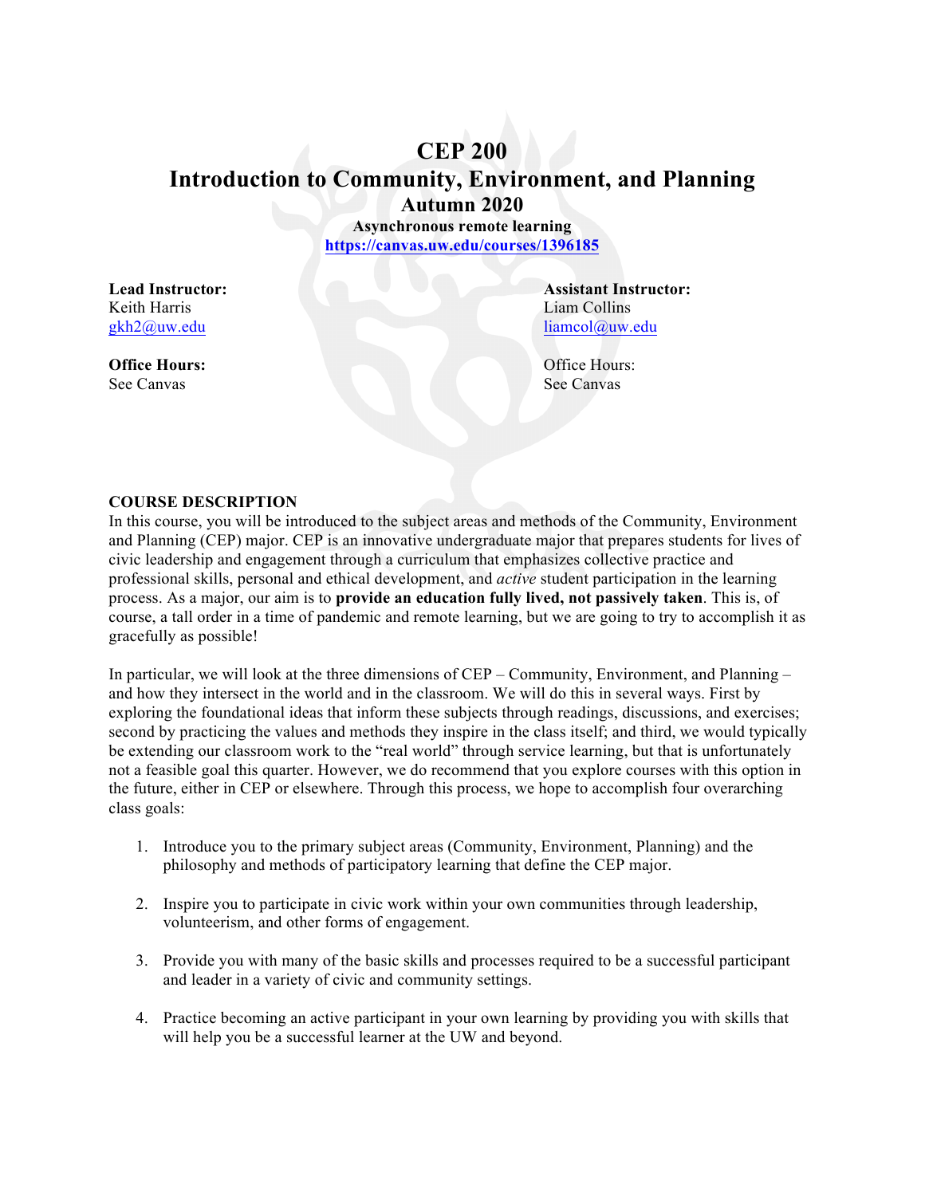# CEP 200
# Introduction to Community, Environment, and Planning
## Autumn 2020

**Asynchronous remote learning**
**https://canvas.uw.edu/courses/1396185**

**Lead Instructor:**
Keith Harris
gkh2@uw.edu

**Office Hours:**
See Canvas

**Assistant Instructor:**
Liam Collins
liamcol@uw.edu

Office Hours:
See Canvas

**COURSE DESCRIPTION**

In this course, you will be introduced to the subject areas and methods of the Community, Environment and Planning (CEP) major. CEP is an innovative undergraduate major that prepares students for lives of civic leadership and engagement through a curriculum that emphasizes collective practice and professional skills, personal and ethical development, and *active* student participation in the learning process. As a major, our aim is to **provide an education fully lived, not passively taken**. This is, of course, a tall order in a time of pandemic and remote learning, but we are going to try to accomplish it as gracefully as possible!

In particular, we will look at the three dimensions of CEP – Community, Environment, and Planning – and how they intersect in the world and in the classroom. We will do this in several ways. First by exploring the foundational ideas that inform these subjects through readings, discussions, and exercises; second by practicing the values and methods they inspire in the class itself; and third, we would typically be extending our classroom work to the "real world" through service learning, but that is unfortunately not a feasible goal this quarter. However, we do recommend that you explore courses with this option in the future, either in CEP or elsewhere. Through this process, we hope to accomplish four overarching class goals:

1. Introduce you to the primary subject areas (Community, Environment, Planning) and the philosophy and methods of participatory learning that define the CEP major.

2. Inspire you to participate in civic work within your own communities through leadership, volunteerism, and other forms of engagement.

3. Provide you with many of the basic skills and processes required to be a successful participant and leader in a variety of civic and community settings.

4. Practice becoming an active participant in your own learning by providing you with skills that will help you be a successful learner at the UW and beyond.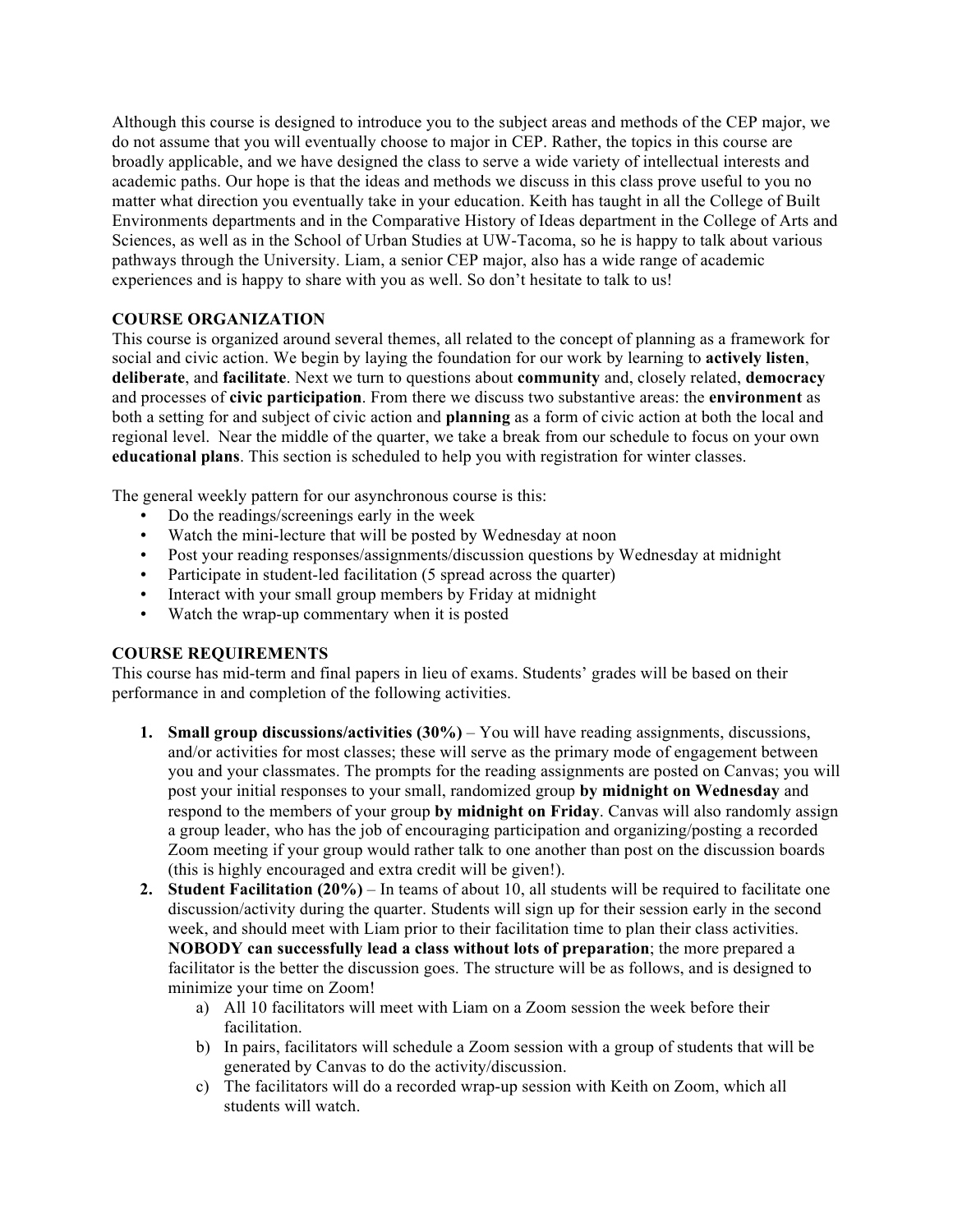Although this course is designed to introduce you to the subject areas and methods of the CEP major, we do not assume that you will eventually choose to major in CEP. Rather, the topics in this course are broadly applicable, and we have designed the class to serve a wide variety of intellectual interests and academic paths. Our hope is that the ideas and methods we discuss in this class prove useful to you no matter what direction you eventually take in your education. Keith has taught in all the College of Built Environments departments and in the Comparative History of Ideas department in the College of Arts and Sciences, as well as in the School of Urban Studies at UW-Tacoma, so he is happy to talk about various pathways through the University. Liam, a senior CEP major, also has a wide range of academic experiences and is happy to share with you as well. So don't hesitate to talk to us!

## COURSE ORGANIZATION

This course is organized around several themes, all related to the concept of planning as a framework for social and civic action. We begin by laying the foundation for our work by learning to **actively listen**, **deliberate**, and **facilitate**. Next we turn to questions about **community** and, closely related, **democracy** and processes of **civic participation**. From there we discuss two substantive areas: the **environment** as both a setting for and subject of civic action and **planning** as a form of civic action at both the local and regional level. Near the middle of the quarter, we take a break from our schedule to focus on your own **educational plans**. This section is scheduled to help you with registration for winter classes.

The general weekly pattern for our asynchronous course is this:

- Do the readings/screenings early in the week
- Watch the mini-lecture that will be posted by Wednesday at noon
- Post your reading responses/assignments/discussion questions by Wednesday at midnight
- Participate in student-led facilitation (5 spread across the quarter)
- Interact with your small group members by Friday at midnight
- Watch the wrap-up commentary when it is posted

## COURSE REQUIREMENTS

This course has mid-term and final papers in lieu of exams. Students' grades will be based on their performance in and completion of the following activities.

1. **Small group discussions/activities (30%)** – You will have reading assignments, discussions, and/or activities for most classes; these will serve as the primary mode of engagement between you and your classmates. The prompts for the reading assignments are posted on Canvas; you will post your initial responses to your small, randomized group **by midnight on Wednesday** and respond to the members of your group **by midnight on Friday**. Canvas will also randomly assign a group leader, who has the job of encouraging participation and organizing/posting a recorded Zoom meeting if your group would rather talk to one another than post on the discussion boards (this is highly encouraged and extra credit will be given!).
2. **Student Facilitation (20%)** – In teams of about 10, all students will be required to facilitate one discussion/activity during the quarter. Students will sign up for their session early in the second week, and should meet with Liam prior to their facilitation time to plan their class activities. **NOBODY can successfully lead a class without lots of preparation**; the more prepared a facilitator is the better the discussion goes. The structure will be as follows, and is designed to minimize your time on Zoom!
   a) All 10 facilitators will meet with Liam on a Zoom session the week before their facilitation.
   b) In pairs, facilitators will schedule a Zoom session with a group of students that will be generated by Canvas to do the activity/discussion.
   c) The facilitators will do a recorded wrap-up session with Keith on Zoom, which all students will watch.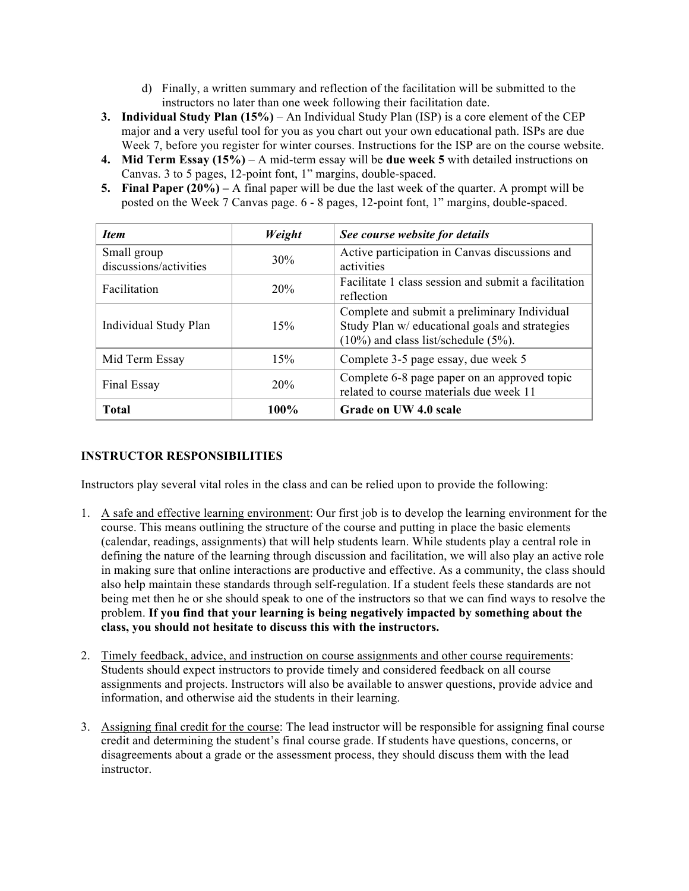d) Finally, a written summary and reflection of the facilitation will be submitted to the instructors no later than one week following their facilitation date.

3. **Individual Study Plan (15%)** – An Individual Study Plan (ISP) is a core element of the CEP major and a very useful tool for you as you chart out your own educational path. ISPs are due Week 7, before you register for winter courses. Instructions for the ISP are on the course website.
4. **Mid Term Essay (15%)** – A mid-term essay will be **due week 5** with detailed instructions on Canvas. 3 to 5 pages, 12-point font, 1" margins, double-spaced.
5. **Final Paper (20%) –** A final paper will be due the last week of the quarter. A prompt will be posted on the Week 7 Canvas page. 6 - 8 pages, 12-point font, 1" margins, double-spaced.

| *Item* | *Weight* | *See course website for details* |
|---|---|---|
| Small group discussions/activities | 30% | Active participation in Canvas discussions and activities |
| Facilitation | 20% | Facilitate 1 class session and submit a facilitation reflection |
| Individual Study Plan | 15% | Complete and submit a preliminary Individual Study Plan w/ educational goals and strategies (10%) and class list/schedule (5%). |
| Mid Term Essay | 15% | Complete 3-5 page essay, due week 5 |
| Final Essay | 20% | Complete 6-8 page paper on an approved topic related to course materials due week 11 |
| **Total** | **100%** | **Grade on UW 4.0 scale** |

## INSTRUCTOR RESPONSIBILITIES

Instructors play several vital roles in the class and can be relied upon to provide the following:

1. A safe and effective learning environment: Our first job is to develop the learning environment for the course. This means outlining the structure of the course and putting in place the basic elements (calendar, readings, assignments) that will help students learn. While students play a central role in defining the nature of the learning through discussion and facilitation, we will also play an active role in making sure that online interactions are productive and effective. As a community, the class should also help maintain these standards through self-regulation. If a student feels these standards are not being met then he or she should speak to one of the instructors so that we can find ways to resolve the problem. **If you find that your learning is being negatively impacted by something about the class, you should not hesitate to discuss this with the instructors.**

2. Timely feedback, advice, and instruction on course assignments and other course requirements: Students should expect instructors to provide timely and considered feedback on all course assignments and projects. Instructors will also be available to answer questions, provide advice and information, and otherwise aid the students in their learning.

3. Assigning final credit for the course: The lead instructor will be responsible for assigning final course credit and determining the student's final course grade. If students have questions, concerns, or disagreements about a grade or the assessment process, they should discuss them with the lead instructor.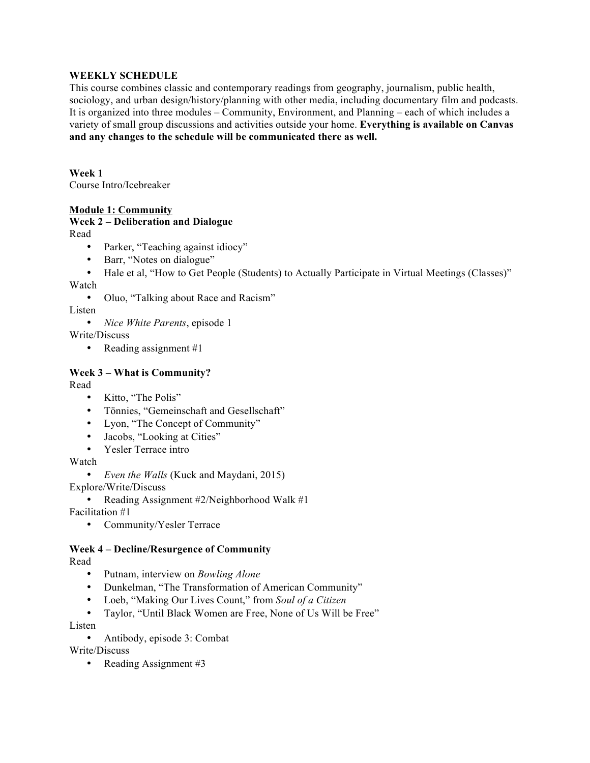**WEEKLY SCHEDULE**

This course combines classic and contemporary readings from geography, journalism, public health, sociology, and urban design/history/planning with other media, including documentary film and podcasts. It is organized into three modules – Community, Environment, and Planning – each of which includes a variety of small group discussions and activities outside your home. **Everything is available on Canvas and any changes to the schedule will be communicated there as well.**

**Week 1**

Course Intro/Icebreaker

**Module 1: Community**

**Week 2 – Deliberation and Dialogue**

Read

- Parker, "Teaching against idiocy"
- Barr, "Notes on dialogue"
- Hale et al, "How to Get People (Students) to Actually Participate in Virtual Meetings (Classes)"

Watch

- Oluo, "Talking about Race and Racism"

Listen

- *Nice White Parents*, episode 1

Write/Discuss

- Reading assignment #1

**Week 3 – What is Community?**

Read

- Kitto, "The Polis"
- Tönnies, "Gemeinschaft and Gesellschaft"
- Lyon, "The Concept of Community"
- Jacobs, "Looking at Cities"
- Yesler Terrace intro

Watch

- *Even the Walls* (Kuck and Maydani, 2015)

Explore/Write/Discuss

- Reading Assignment #2/Neighborhood Walk #1

Facilitation #1

- Community/Yesler Terrace

**Week 4 – Decline/Resurgence of Community**

Read

- Putnam, interview on *Bowling Alone*
- Dunkelman, "The Transformation of American Community"
- Loeb, "Making Our Lives Count," from *Soul of a Citizen*
- Taylor, "Until Black Women are Free, None of Us Will be Free"

Listen

- Antibody, episode 3: Combat

Write/Discuss

- Reading Assignment #3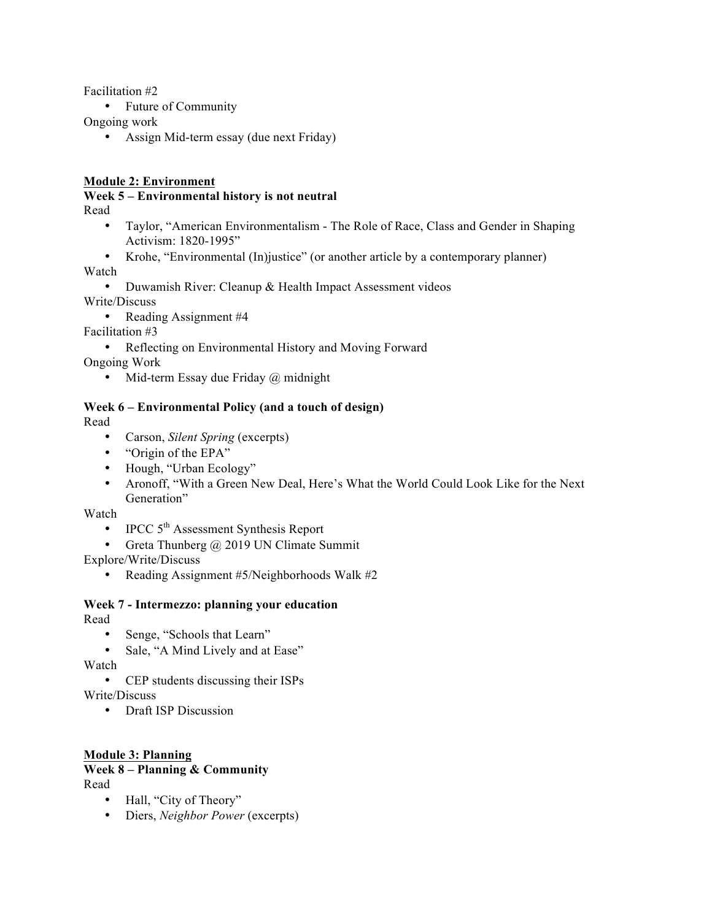Facilitation #2

- Future of Community

Ongoing work

- Assign Mid-term essay (due next Friday)

## Module 2: Environment

### Week 5 – Environmental history is not neutral

Read

- Taylor, "American Environmentalism - The Role of Race, Class and Gender in Shaping Activism: 1820-1995"
- Krohe, "Environmental (In)justice" (or another article by a contemporary planner)

Watch

- Duwamish River: Cleanup & Health Impact Assessment videos

Write/Discuss

- Reading Assignment #4

Facilitation #3

- Reflecting on Environmental History and Moving Forward

Ongoing Work

- Mid-term Essay due Friday @ midnight

### Week 6 – Environmental Policy (and a touch of design)

Read

- Carson, *Silent Spring* (excerpts)
- "Origin of the EPA"
- Hough, "Urban Ecology"
- Aronoff, "With a Green New Deal, Here's What the World Could Look Like for the Next Generation"

Watch

- IPCC 5th Assessment Synthesis Report
- Greta Thunberg @ 2019 UN Climate Summit

Explore/Write/Discuss

- Reading Assignment #5/Neighborhoods Walk #2

### Week 7 - Intermezzo: planning your education

Read

- Senge, "Schools that Learn"
- Sale, "A Mind Lively and at Ease"

Watch

- CEP students discussing their ISPs

Write/Discuss

- Draft ISP Discussion

## Module 3: Planning

### Week 8 – Planning & Community

Read

- Hall, "City of Theory"
- Diers, *Neighbor Power* (excerpts)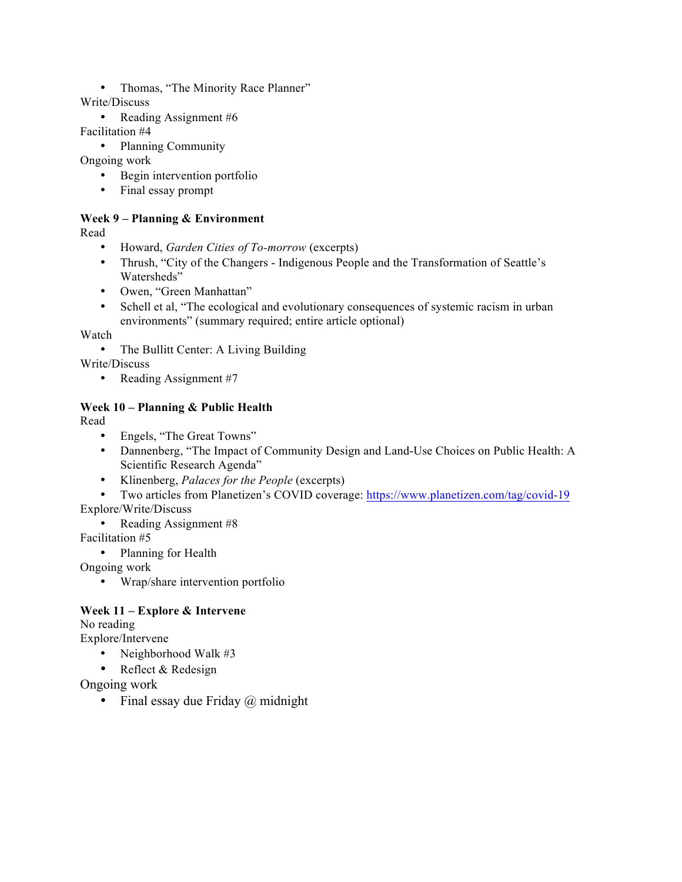- Thomas, "The Minority Race Planner"

Write/Discuss

- Reading Assignment #6

Facilitation #4

- Planning Community

Ongoing work

- Begin intervention portfolio
- Final essay prompt

**Week 9 – Planning & Environment**

Read

- Howard, *Garden Cities of To-morrow* (excerpts)
- Thrush, "City of the Changers - Indigenous People and the Transformation of Seattle's Watersheds"
- Owen, "Green Manhattan"
- Schell et al, "The ecological and evolutionary consequences of systemic racism in urban environments" (summary required; entire article optional)

Watch

- The Bullitt Center: A Living Building

Write/Discuss

- Reading Assignment #7

**Week 10 – Planning & Public Health**

Read

- Engels, "The Great Towns"
- Dannenberg, "The Impact of Community Design and Land-Use Choices on Public Health: A Scientific Research Agenda"
- Klinenberg, *Palaces for the People* (excerpts)
- Two articles from Planetizen's COVID coverage: https://www.planetizen.com/tag/covid-19

Explore/Write/Discuss

- Reading Assignment #8

Facilitation #5

- Planning for Health

Ongoing work

- Wrap/share intervention portfolio

**Week 11 – Explore & Intervene**

No reading

Explore/Intervene

- Neighborhood Walk #3
- Reflect & Redesign

Ongoing work

- Final essay due Friday @ midnight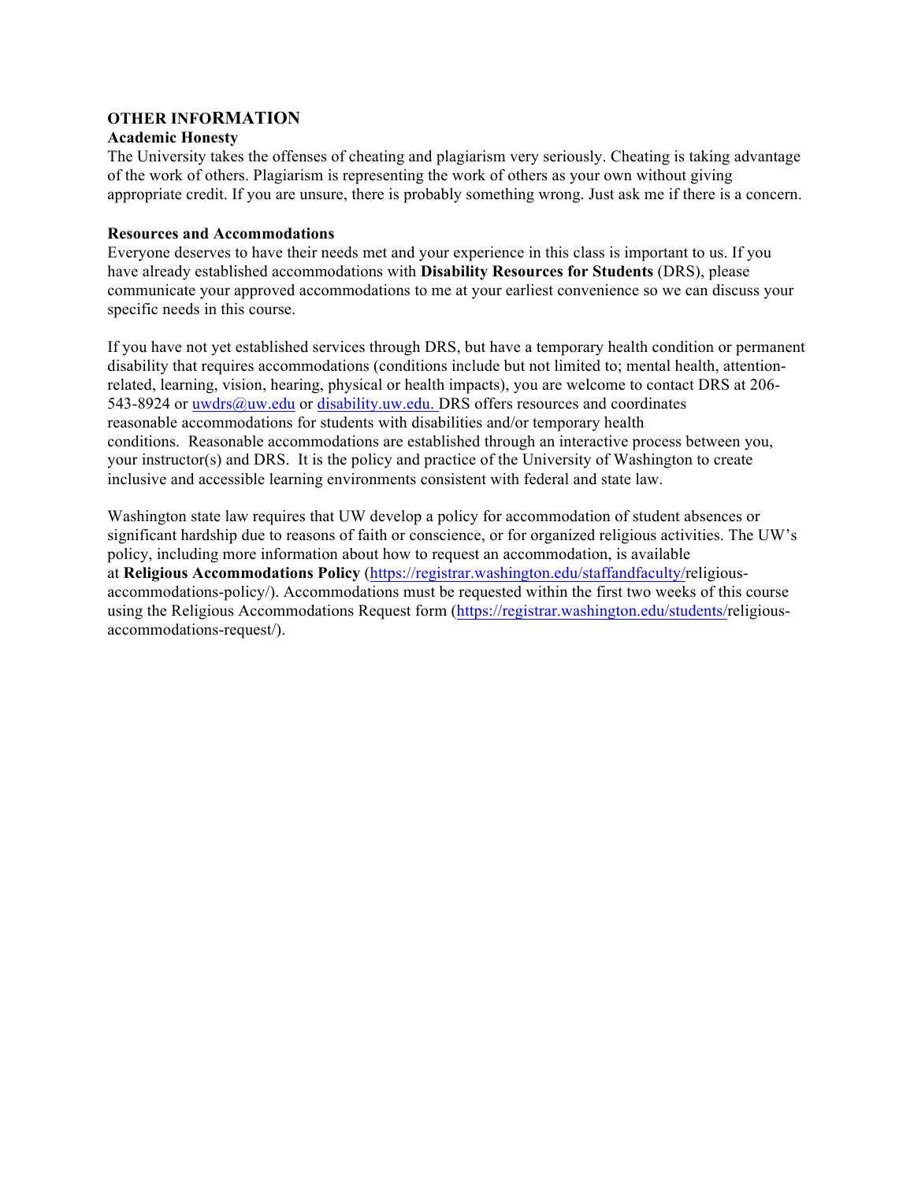## OTHER INFORMATION

### Academic Honesty

The University takes the offenses of cheating and plagiarism very seriously. Cheating is taking advantage of the work of others. Plagiarism is representing the work of others as your own without giving appropriate credit. If you are unsure, there is probably something wrong. Just ask me if there is a concern.

### Resources and Accommodations

Everyone deserves to have their needs met and your experience in this class is important to us. If you have already established accommodations with **Disability Resources for Students** (DRS), please communicate your approved accommodations to me at your earliest convenience so we can discuss your specific needs in this course.

If you have not yet established services through DRS, but have a temporary health condition or permanent disability that requires accommodations (conditions include but not limited to; mental health, attention-related, learning, vision, hearing, physical or health impacts), you are welcome to contact DRS at 206-543-8924 or uwdrs@uw.edu or disability.uw.edu. DRS offers resources and coordinates reasonable accommodations for students with disabilities and/or temporary health conditions. Reasonable accommodations are established through an interactive process between you, your instructor(s) and DRS. It is the policy and practice of the University of Washington to create inclusive and accessible learning environments consistent with federal and state law.

Washington state law requires that UW develop a policy for accommodation of student absences or significant hardship due to reasons of faith or conscience, or for organized religious activities. The UW's policy, including more information about how to request an accommodation, is available at **Religious Accommodations Policy** (https://registrar.washington.edu/staffandfaculty/religious-accommodations-policy/). Accommodations must be requested within the first two weeks of this course using the Religious Accommodations Request form (https://registrar.washington.edu/students/religious-accommodations-request/).